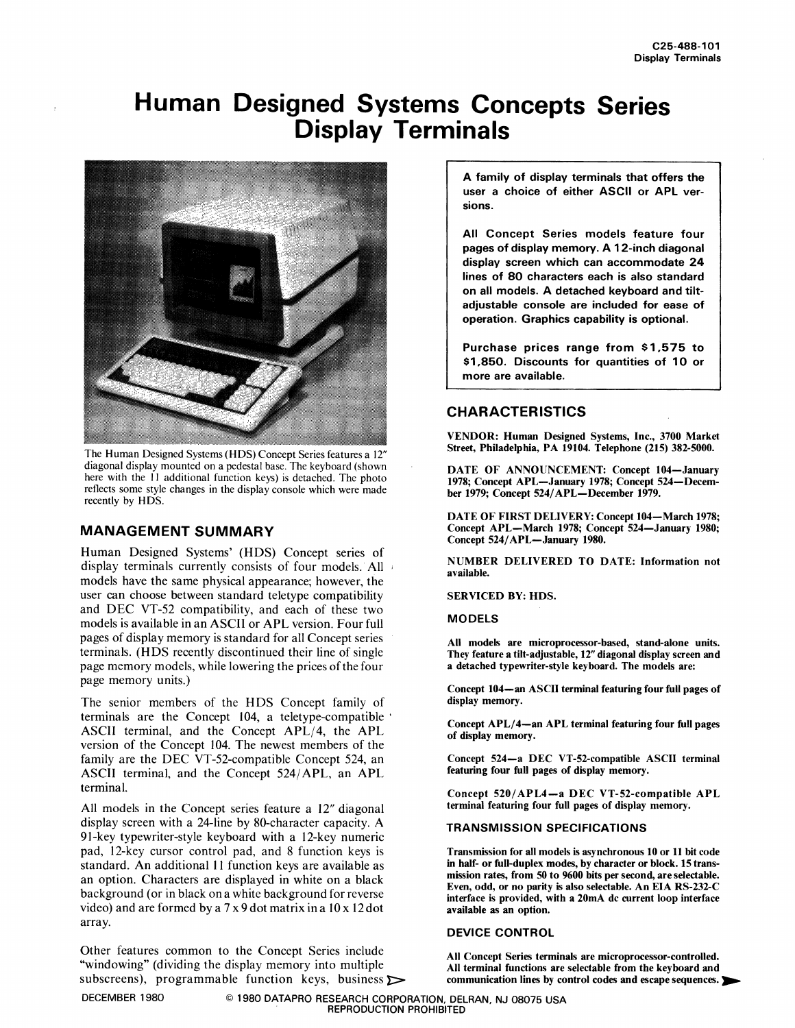C25-488-101
Display Terminals

# Human Designed Systems Concepts Series Display Terminals

The Human Designed Systems (HDS) Concept Series features a 12" diagonal display mounted on a pedestal base. The keyboard (shown here with the 11 additional function keys) is detached. The photo reflects some style changes in the display console which were made recently by HDS.

**A family of display terminals that offers the user a choice of either ASCII or APL versions.**

**All Concept Series models feature four pages of display memory. A 12-inch diagonal display screen which can accommodate 24 lines of 80 characters each is also standard on all models. A detached keyboard and tilt-adjustable console are included for ease of operation. Graphics capability is optional.**

**Purchase prices range from $1,575 to $1,850. Discounts for quantities of 10 or more are available.**

## MANAGEMENT SUMMARY

Human Designed Systems' (HDS) Concept series of display terminals currently consists of four models. All models have the same physical appearance; however, the user can choose between standard teletype compatibility and DEC VT-52 compatibility, and each of these two models is available in an ASCII or APL version. Four full pages of display memory is standard for all Concept series terminals. (HDS recently discontinued their line of single page memory models, while lowering the prices of the four page memory units.)

The senior members of the HDS Concept family of terminals are the Concept 104, a teletype-compatible ASCII terminal, and the Concept APL/4, the APL version of the Concept 104. The newest members of the family are the DEC VT-52-compatible Concept 524, an ASCII terminal, and the Concept 524/APL, an APL terminal.

All models in the Concept series feature a 12" diagonal display screen with a 24-line by 80-character capacity. A 91-key typewriter-style keyboard with a 12-key numeric pad, 12-key cursor control pad, and 8 function keys is standard. An additional 11 function keys are available as an option. Characters are displayed in white on a black background (or in black on a white background for reverse video) and are formed by a 7 x 9 dot matrix in a 10 x 12 dot array.

Other features common to the Concept Series include "windowing" (dividing the display memory into multiple subscreens), programmable function keys, business ➢

## CHARACTERISTICS

**VENDOR: Human Designed Systems, Inc., 3700 Market Street, Philadelphia, PA 19104. Telephone (215) 382-5000.**

**DATE OF ANNOUNCEMENT: Concept 104—January 1978; Concept APL—January 1978; Concept 524—December 1979; Concept 524/APL—December 1979.**

**DATE OF FIRST DELIVERY: Concept 104—March 1978; Concept APL—March 1978; Concept 524—January 1980; Concept 524/APL—January 1980.**

**NUMBER DELIVERED TO DATE: Information not available.**

**SERVICED BY: HDS.**

### MODELS

**All models are microprocessor-based, stand-alone units. They feature a tilt-adjustable, 12" diagonal display screen and a detached typewriter-style keyboard. The models are:**

**Concept 104—an ASCII terminal featuring four full pages of display memory.**

**Concept APL/4—an APL terminal featuring four full pages of display memory.**

**Concept 524—a DEC VT-52-compatible ASCII terminal featuring four full pages of display memory.**

**Concept 520/APL4—a DEC VT-52-compatible APL terminal featuring four full pages of display memory.**

### TRANSMISSION SPECIFICATIONS

**Transmission for all models is asynchronous 10 or 11 bit code in half- or full-duplex modes, by character or block. 15 transmission rates, from 50 to 9600 bits per second, are selectable. Even, odd, or no parity is also selectable. An EIA RS-232-C interface is provided, with a 20mA dc current loop interface available as an option.**

### DEVICE CONTROL

**All Concept Series terminals are microprocessor-controlled. All terminal functions are selectable from the keyboard and communication lines by control codes and escape sequences.** ➤

DECEMBER 1980 © 1980 DATAPRO RESEARCH CORPORATION, DELRAN, NJ 08075 USA
REPRODUCTION PROHIBITED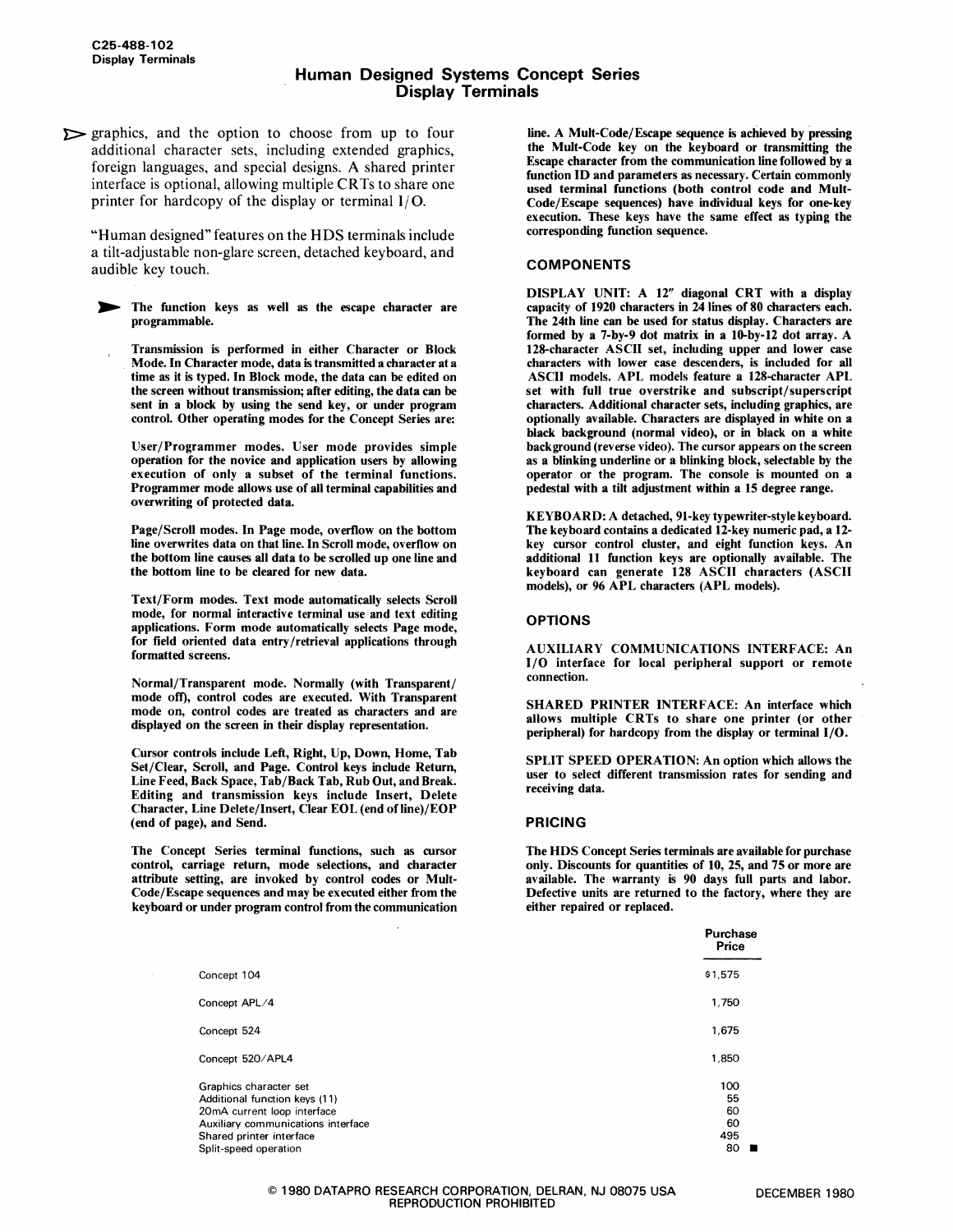# Human Designed Systems Concept Series Display Terminals

graphics, and the option to choose from up to four additional character sets, including extended graphics, foreign languages, and special designs. A shared printer interface is optional, allowing multiple CRTs to share one printer for hardcopy of the display or terminal I/O.

"Human designed" features on the HDS terminals include a tilt-adjustable non-glare screen, detached keyboard, and audible key touch.

**The function keys as well as the escape character are programmable.**

**Transmission is performed in either Character or Block Mode. In Character mode, data is transmitted a character at a time as it is typed. In Block mode, the data can be edited on the screen without transmission; after editing, the data can be sent in a block by using the send key, or under program control. Other operating modes for the Concept Series are:**

**User/Programmer modes. User mode provides simple operation for the novice and application users by allowing execution of only a subset of the terminal functions. Programmer mode allows use of all terminal capabilities and overwriting of protected data.**

**Page/Scroll modes. In Page mode, overflow on the bottom line overwrites data on that line. In Scroll mode, overflow on the bottom line causes all data to be scrolled up one line and the bottom line to be cleared for new data.**

**Text/Form modes. Text mode automatically selects Scroll mode, for normal interactive terminal use and text editing applications. Form mode automatically selects Page mode, for field oriented data entry/retrieval applications through formatted screens.**

**Normal/Transparent mode. Normally (with Transparent/ mode off), control codes are executed. With Transparent mode on, control codes are treated as characters and are displayed on the screen in their display representation.**

**Cursor controls include Left, Right, Up, Down, Home, Tab Set/Clear, Scroll, and Page. Control keys include Return, Line Feed, Back Space, Tab/Back Tab, Rub Out, and Break. Editing and transmission keys include Insert, Delete Character, Line Delete/Insert, Clear EOL (end of line)/EOP (end of page), and Send.**

**The Concept Series terminal functions, such as cursor control, carriage return, mode selections, and character attribute setting, are invoked by control codes or Mult-Code/Escape sequences and may be executed either from the keyboard or under program control from the communication line. A Mult-Code/Escape sequence is achieved by pressing the Mult-Code key on the keyboard or transmitting the Escape character from the communication line followed by a function ID and parameters as necessary. Certain commonly used terminal functions (both control code and Mult-Code/Escape sequences) have individual keys for one-key execution. These keys have the same effect as typing the corresponding function sequence.**

## COMPONENTS

**DISPLAY UNIT: A 12" diagonal CRT with a display capacity of 1920 characters in 24 lines of 80 characters each. The 24th line can be used for status display. Characters are formed by a 7-by-9 dot matrix in a 10-by-12 dot array. A 128-character ASCII set, including upper and lower case characters with lower case descenders, is included for all ASCII models. APL models feature a 128-character APL set with full true overstrike and subscript/superscript characters. Additional character sets, including graphics, are optionally available. Characters are displayed in white on a black background (normal video), or in black on a white background (reverse video). The cursor appears on the screen as a blinking underline or a blinking block, selectable by the operator or the program. The console is mounted on a pedestal with a tilt adjustment within a 15 degree range.**

**KEYBOARD: A detached, 91-key typewriter-style keyboard. The keyboard contains a dedicated 12-key numeric pad, a 12-key cursor control cluster, and eight function keys. An additional 11 function keys are optionally available. The keyboard can generate 128 ASCII characters (ASCII models), or 96 APL characters (APL models).**

## OPTIONS

**AUXILIARY COMMUNICATIONS INTERFACE: An I/O interface for local peripheral support or remote connection.**

**SHARED PRINTER INTERFACE: An interface which allows multiple CRTs to share one printer (or other peripheral) for hardcopy from the display or terminal I/O.**

**SPLIT SPEED OPERATION: An option which allows the user to select different transmission rates for sending and receiving data.**

## PRICING

**The HDS Concept Series terminals are available for purchase only. Discounts for quantities of 10, 25, and 75 or more are available. The warranty is 90 days full parts and labor. Defective units are returned to the factory, where they are either repaired or replaced.**

| | Purchase Price |
|---|---|
| Concept 104 | $1,575 |
| Concept APL/4 | 1,750 |
| Concept 524 | 1,675 |
| Concept 520/APL4 | 1,850 |
| Graphics character set | 100 |
| Additional function keys (11) | 55 |
| 20mA current loop interface | 60 |
| Auxiliary communications interface | 60 |
| Shared printer interface | 495 |
| Split-speed operation | 80 ■ |